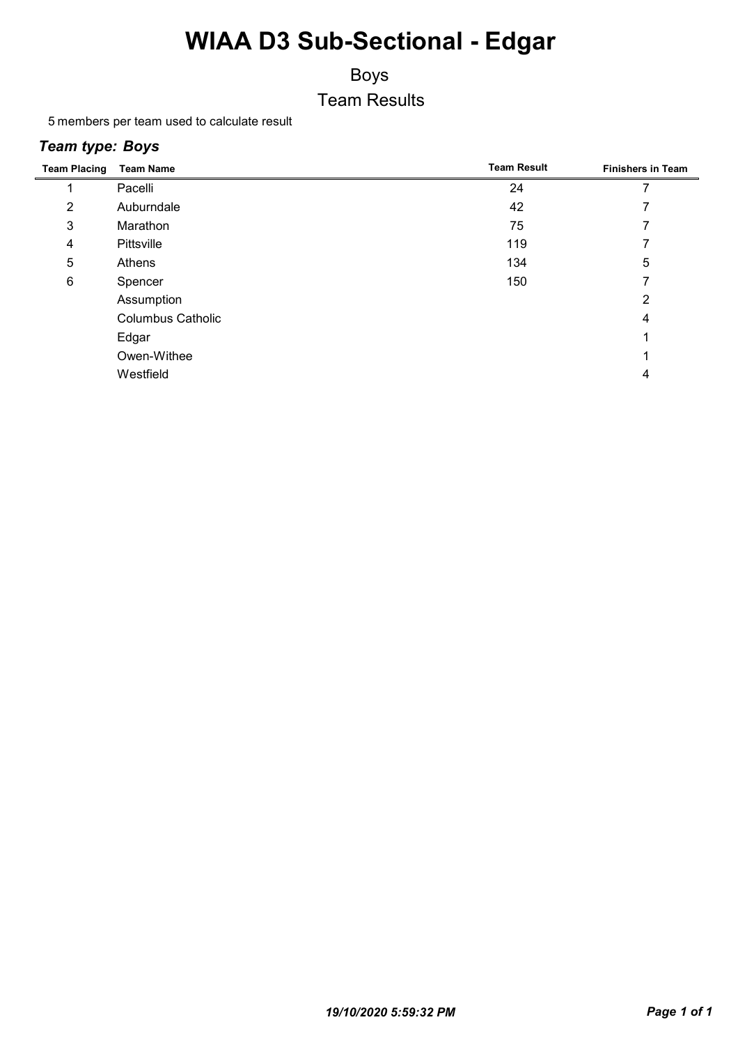# WIAA D3 Sub-Sectional - Edgar

## Boys

## Team Results

5 members per team used to calculate result

### *Team type: Boys*

| Team Placing | Team Name | Team Result | Finishers in Team |
|---|---|---|---|
| 1 | Pacelli | 24 | 7 |
| 2 | Auburndale | 42 | 7 |
| 3 | Marathon | 75 | 7 |
| 4 | Pittsville | 119 | 7 |
| 5 | Athens | 134 | 5 |
| 6 | Spencer | 150 | 7 |
| | Assumption | | 2 |
| | Columbus Catholic | | 4 |
| | Edgar | | 1 |
| | Owen-Withee | | 1 |
| | Westfield | | 4 |

*19/10/2020 5:59:32 PM*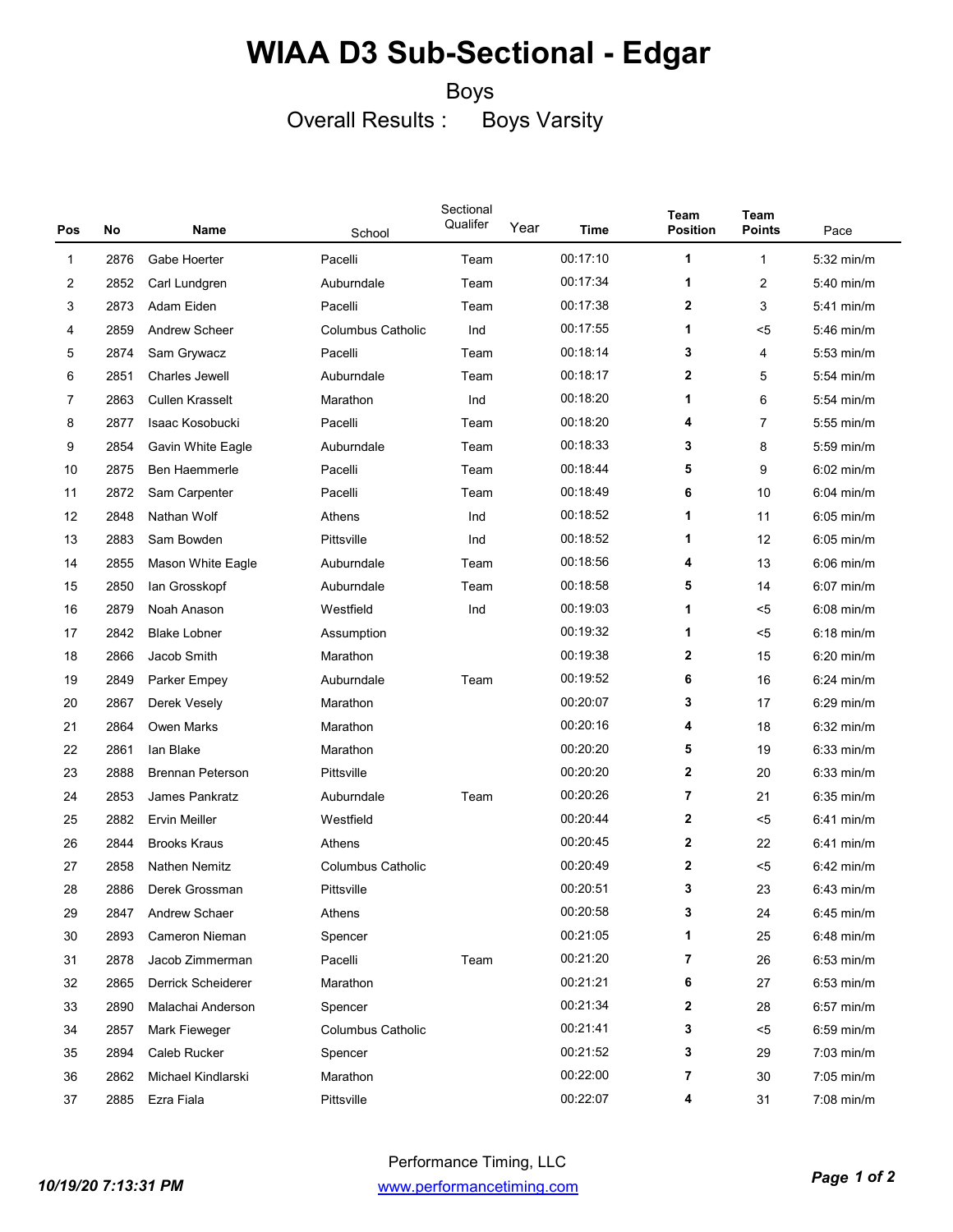# WIAA D3 Sub-Sectional - Edgar

Boys

Overall Results : Boys Varsity

| Pos | No | Name | School | Sectional Qualifer | Year | Time | Team Position | Team Points | Pace |
|---|---|---|---|---|---|---|---|---|---|
| 1 | 2876 | Gabe Hoerter | Pacelli | Team | | 00:17:10 | **1** | 1 | 5:32 min/m |
| 2 | 2852 | Carl Lundgren | Auburndale | Team | | 00:17:34 | **1** | 2 | 5:40 min/m |
| 3 | 2873 | Adam Eiden | Pacelli | Team | | 00:17:38 | **2** | 3 | 5:41 min/m |
| 4 | 2859 | Andrew Scheer | Columbus Catholic | Ind | | 00:17:55 | **1** | <5 | 5:46 min/m |
| 5 | 2874 | Sam Grywacz | Pacelli | Team | | 00:18:14 | **3** | 4 | 5:53 min/m |
| 6 | 2851 | Charles Jewell | Auburndale | Team | | 00:18:17 | **2** | 5 | 5:54 min/m |
| 7 | 2863 | Cullen Krasselt | Marathon | Ind | | 00:18:20 | **1** | 6 | 5:54 min/m |
| 8 | 2877 | Isaac Kosobucki | Pacelli | Team | | 00:18:20 | **4** | 7 | 5:55 min/m |
| 9 | 2854 | Gavin White Eagle | Auburndale | Team | | 00:18:33 | **3** | 8 | 5:59 min/m |
| 10 | 2875 | Ben Haemmerle | Pacelli | Team | | 00:18:44 | **5** | 9 | 6:02 min/m |
| 11 | 2872 | Sam Carpenter | Pacelli | Team | | 00:18:49 | **6** | 10 | 6:04 min/m |
| 12 | 2848 | Nathan Wolf | Athens | Ind | | 00:18:52 | **1** | 11 | 6:05 min/m |
| 13 | 2883 | Sam Bowden | Pittsville | Ind | | 00:18:52 | **1** | 12 | 6:05 min/m |
| 14 | 2855 | Mason White Eagle | Auburndale | Team | | 00:18:56 | **4** | 13 | 6:06 min/m |
| 15 | 2850 | Ian Grosskopf | Auburndale | Team | | 00:18:58 | **5** | 14 | 6:07 min/m |
| 16 | 2879 | Noah Anason | Westfield | Ind | | 00:19:03 | **1** | <5 | 6:08 min/m |
| 17 | 2842 | Blake Lobner | Assumption | | | 00:19:32 | **1** | <5 | 6:18 min/m |
| 18 | 2866 | Jacob Smith | Marathon | | | 00:19:38 | **2** | 15 | 6:20 min/m |
| 19 | 2849 | Parker Empey | Auburndale | Team | | 00:19:52 | **6** | 16 | 6:24 min/m |
| 20 | 2867 | Derek Vesely | Marathon | | | 00:20:07 | **3** | 17 | 6:29 min/m |
| 21 | 2864 | Owen Marks | Marathon | | | 00:20:16 | **4** | 18 | 6:32 min/m |
| 22 | 2861 | Ian Blake | Marathon | | | 00:20:20 | **5** | 19 | 6:33 min/m |
| 23 | 2888 | Brennan Peterson | Pittsville | | | 00:20:20 | **2** | 20 | 6:33 min/m |
| 24 | 2853 | James Pankratz | Auburndale | Team | | 00:20:26 | **7** | 21 | 6:35 min/m |
| 25 | 2882 | Ervin Meiller | Westfield | | | 00:20:44 | **2** | <5 | 6:41 min/m |
| 26 | 2844 | Brooks Kraus | Athens | | | 00:20:45 | **2** | 22 | 6:41 min/m |
| 27 | 2858 | Nathen Nemitz | Columbus Catholic | | | 00:20:49 | **2** | <5 | 6:42 min/m |
| 28 | 2886 | Derek Grossman | Pittsville | | | 00:20:51 | **3** | 23 | 6:43 min/m |
| 29 | 2847 | Andrew Schaer | Athens | | | 00:20:58 | **3** | 24 | 6:45 min/m |
| 30 | 2893 | Cameron Nieman | Spencer | | | 00:21:05 | **1** | 25 | 6:48 min/m |
| 31 | 2878 | Jacob Zimmerman | Pacelli | Team | | 00:21:20 | **7** | 26 | 6:53 min/m |
| 32 | 2865 | Derrick Scheiderer | Marathon | | | 00:21:21 | **6** | 27 | 6:53 min/m |
| 33 | 2890 | Malachai Anderson | Spencer | | | 00:21:34 | **2** | 28 | 6:57 min/m |
| 34 | 2857 | Mark Fieweger | Columbus Catholic | | | 00:21:41 | **3** | <5 | 6:59 min/m |
| 35 | 2894 | Caleb Rucker | Spencer | | | 00:21:52 | **3** | 29 | 7:03 min/m |
| 36 | 2862 | Michael Kindlarski | Marathon | | | 00:22:00 | **7** | 30 | 7:05 min/m |
| 37 | 2885 | Ezra Fiala | Pittsville | | | 00:22:07 | **4** | 31 | 7:08 min/m |

*10/19/20 7:13:31 PM*

Performance Timing, LLC

www.performancetiming.com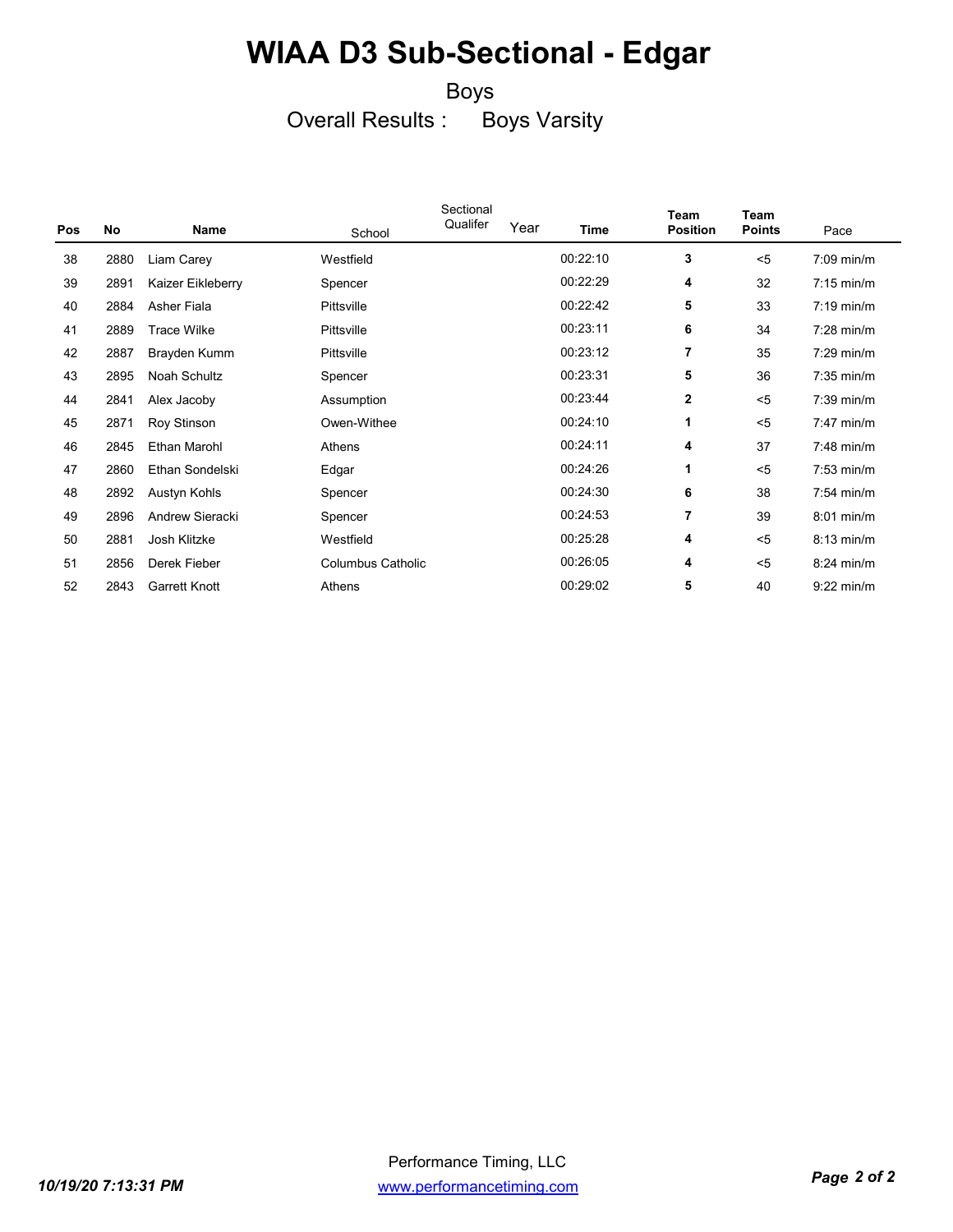# WIAA D3 Sub-Sectional - Edgar

Boys

Overall Results : Boys Varsity

| Pos | No | Name | School | Sectional Qualifer | Year | Time | Team Position | Team Points | Pace |
|---|---|---|---|---|---|---|---|---|---|
| 38 | 2880 | Liam Carey | Westfield | | | 00:22:10 | **3** | <5 | 7:09 min/m |
| 39 | 2891 | Kaizer Eikleberry | Spencer | | | 00:22:29 | **4** | 32 | 7:15 min/m |
| 40 | 2884 | Asher Fiala | Pittsville | | | 00:22:42 | **5** | 33 | 7:19 min/m |
| 41 | 2889 | Trace Wilke | Pittsville | | | 00:23:11 | **6** | 34 | 7:28 min/m |
| 42 | 2887 | Brayden Kumm | Pittsville | | | 00:23:12 | **7** | 35 | 7:29 min/m |
| 43 | 2895 | Noah Schultz | Spencer | | | 00:23:31 | **5** | 36 | 7:35 min/m |
| 44 | 2841 | Alex Jacoby | Assumption | | | 00:23:44 | **2** | <5 | 7:39 min/m |
| 45 | 2871 | Roy Stinson | Owen-Withee | | | 00:24:10 | **1** | <5 | 7:47 min/m |
| 46 | 2845 | Ethan Marohl | Athens | | | 00:24:11 | **4** | 37 | 7:48 min/m |
| 47 | 2860 | Ethan Sondelski | Edgar | | | 00:24:26 | **1** | <5 | 7:53 min/m |
| 48 | 2892 | Austyn Kohls | Spencer | | | 00:24:30 | **6** | 38 | 7:54 min/m |
| 49 | 2896 | Andrew Sieracki | Spencer | | | 00:24:53 | **7** | 39 | 8:01 min/m |
| 50 | 2881 | Josh Klitzke | Westfield | | | 00:25:28 | **4** | <5 | 8:13 min/m |
| 51 | 2856 | Derek Fieber | Columbus Catholic | | | 00:26:05 | **4** | <5 | 8:24 min/m |
| 52 | 2843 | Garrett Knott | Athens | | | 00:29:02 | **5** | 40 | 9:22 min/m |

Performance Timing, LLC

www.performancetiming.com

*10/19/20 7:13:31 PM*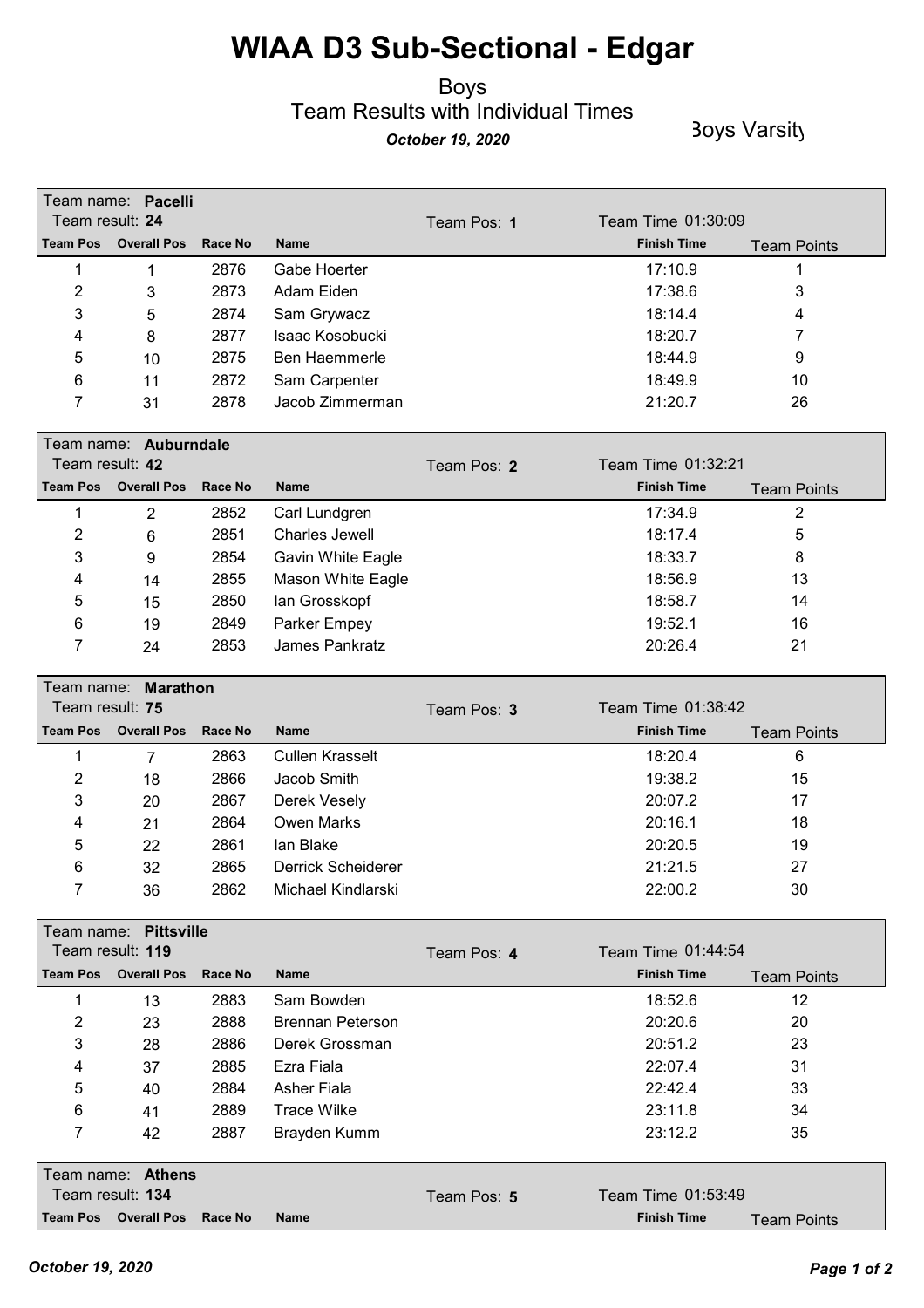# WIAA D3 Sub-Sectional - Edgar

Boys

Team Results with Individual Times

*October 19, 2020*

Boys Varsity

**Team name: Pacelli**
Team result: **24** — Team Pos: **1** — Team Time 01:30:09

| Team Pos | Overall Pos | Race No | Name | Finish Time | Team Points |
|---|---|---|---|---|---|
| 1 | 1 | 2876 | Gabe Hoerter | 17:10.9 | 1 |
| 2 | 3 | 2873 | Adam Eiden | 17:38.6 | 3 |
| 3 | 5 | 2874 | Sam Grywacz | 18:14.4 | 4 |
| 4 | 8 | 2877 | Isaac Kosobucki | 18:20.7 | 7 |
| 5 | 10 | 2875 | Ben Haemmerle | 18:44.9 | 9 |
| 6 | 11 | 2872 | Sam Carpenter | 18:49.9 | 10 |
| 7 | 31 | 2878 | Jacob Zimmerman | 21:20.7 | 26 |

**Team name: Auburndale**
Team result: **42** — Team Pos: **2** — Team Time 01:32:21

| Team Pos | Overall Pos | Race No | Name | Finish Time | Team Points |
|---|---|---|---|---|---|
| 1 | 2 | 2852 | Carl Lundgren | 17:34.9 | 2 |
| 2 | 6 | 2851 | Charles Jewell | 18:17.4 | 5 |
| 3 | 9 | 2854 | Gavin White Eagle | 18:33.7 | 8 |
| 4 | 14 | 2855 | Mason White Eagle | 18:56.9 | 13 |
| 5 | 15 | 2850 | Ian Grosskopf | 18:58.7 | 14 |
| 6 | 19 | 2849 | Parker Empey | 19:52.1 | 16 |
| 7 | 24 | 2853 | James Pankratz | 20:26.4 | 21 |

**Team name: Marathon**
Team result: **75** — Team Pos: **3** — Team Time 01:38:42

| Team Pos | Overall Pos | Race No | Name | Finish Time | Team Points |
|---|---|---|---|---|---|
| 1 | 7 | 2863 | Cullen Krasselt | 18:20.4 | 6 |
| 2 | 18 | 2866 | Jacob Smith | 19:38.2 | 15 |
| 3 | 20 | 2867 | Derek Vesely | 20:07.2 | 17 |
| 4 | 21 | 2864 | Owen Marks | 20:16.1 | 18 |
| 5 | 22 | 2861 | Ian Blake | 20:20.5 | 19 |
| 6 | 32 | 2865 | Derrick Scheiderer | 21:21.5 | 27 |
| 7 | 36 | 2862 | Michael Kindlarski | 22:00.2 | 30 |

**Team name: Pittsville**
Team result: **119** — Team Pos: **4** — Team Time 01:44:54

| Team Pos | Overall Pos | Race No | Name | Finish Time | Team Points |
|---|---|---|---|---|---|
| 1 | 13 | 2883 | Sam Bowden | 18:52.6 | 12 |
| 2 | 23 | 2888 | Brennan Peterson | 20:20.6 | 20 |
| 3 | 28 | 2886 | Derek Grossman | 20:51.2 | 23 |
| 4 | 37 | 2885 | Ezra Fiala | 22:07.4 | 31 |
| 5 | 40 | 2884 | Asher Fiala | 22:42.4 | 33 |
| 6 | 41 | 2889 | Trace Wilke | 23:11.8 | 34 |
| 7 | 42 | 2887 | Brayden Kumm | 23:12.2 | 35 |

**Team name: Athens**
Team result: **134** — Team Pos: **5** — Team Time 01:53:49

| Team Pos | Overall Pos | Race No | Name | Finish Time | Team Points |
|---|---|---|---|---|---|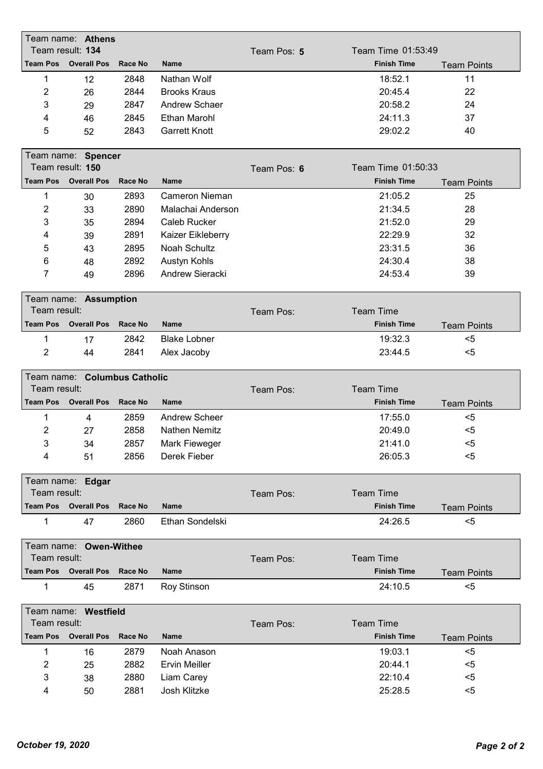**Team name: Athens**
Team result: **134** | Team Pos: **5** | Team Time 01:53:49

| Team Pos | Overall Pos | Race No | Name | Finish Time | Team Points |
|---|---|---|---|---|---|
| 1 | 12 | 2848 | Nathan Wolf | 18:52.1 | 11 |
| 2 | 26 | 2844 | Brooks Kraus | 20:45.4 | 22 |
| 3 | 29 | 2847 | Andrew Schaer | 20:58.2 | 24 |
| 4 | 46 | 2845 | Ethan Marohl | 24:11.3 | 37 |
| 5 | 52 | 2843 | Garrett Knott | 29:02.2 | 40 |

**Team name: Spencer**
Team result: **150** | Team Pos: **6** | Team Time 01:50:33

| Team Pos | Overall Pos | Race No | Name | Finish Time | Team Points |
|---|---|---|---|---|---|
| 1 | 30 | 2893 | Cameron Nieman | 21:05.2 | 25 |
| 2 | 33 | 2890 | Malachai Anderson | 21:34.5 | 28 |
| 3 | 35 | 2894 | Caleb Rucker | 21:52.0 | 29 |
| 4 | 39 | 2891 | Kaizer Eikleberry | 22:29.9 | 32 |
| 5 | 43 | 2895 | Noah Schultz | 23:31.5 | 36 |
| 6 | 48 | 2892 | Austyn Kohls | 24:30.4 | 38 |
| 7 | 49 | 2896 | Andrew Sieracki | 24:53.4 | 39 |

**Team name: Assumption**
Team result: | Team Pos: | Team Time

| Team Pos | Overall Pos | Race No | Name | Finish Time | Team Points |
|---|---|---|---|---|---|
| 1 | 17 | 2842 | Blake Lobner | 19:32.3 | <5 |
| 2 | 44 | 2841 | Alex Jacoby | 23:44.5 | <5 |

**Team name: Columbus Catholic**
Team result: | Team Pos: | Team Time

| Team Pos | Overall Pos | Race No | Name | Finish Time | Team Points |
|---|---|---|---|---|---|
| 1 | 4 | 2859 | Andrew Scheer | 17:55.0 | <5 |
| 2 | 27 | 2858 | Nathen Nemitz | 20:49.0 | <5 |
| 3 | 34 | 2857 | Mark Fieweger | 21:41.0 | <5 |
| 4 | 51 | 2856 | Derek Fieber | 26:05.3 | <5 |

**Team name: Edgar**
Team result: | Team Pos: | Team Time

| Team Pos | Overall Pos | Race No | Name | Finish Time | Team Points |
|---|---|---|---|---|---|
| 1 | 47 | 2860 | Ethan Sondelski | 24:26.5 | <5 |

**Team name: Owen-Withee**
Team result: | Team Pos: | Team Time

| Team Pos | Overall Pos | Race No | Name | Finish Time | Team Points |
|---|---|---|---|---|---|
| 1 | 45 | 2871 | Roy Stinson | 24:10.5 | <5 |

**Team name: Westfield**
Team result: | Team Pos: | Team Time

| Team Pos | Overall Pos | Race No | Name | Finish Time | Team Points |
|---|---|---|---|---|---|
| 1 | 16 | 2879 | Noah Anason | 19:03.1 | <5 |
| 2 | 25 | 2882 | Ervin Meiller | 20:44.1 | <5 |
| 3 | 38 | 2880 | Liam Carey | 22:10.4 | <5 |
| 4 | 50 | 2881 | Josh Klitzke | 25:28.5 | <5 |

*October 19, 2020*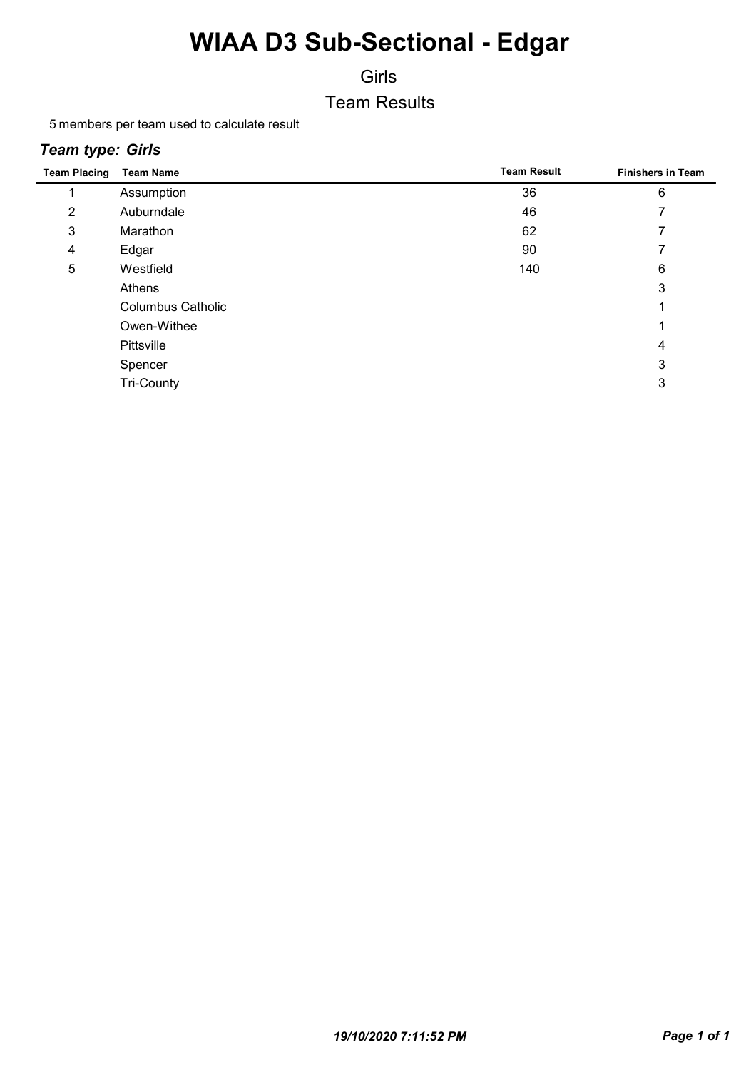# WIAA D3 Sub-Sectional - Edgar

## Girls

## Team Results

5 members per team used to calculate result

### *Team type: Girls*

| Team Placing | Team Name | Team Result | Finishers in Team |
|---|---|---|---|
| 1 | Assumption | 36 | 6 |
| 2 | Auburndale | 46 | 7 |
| 3 | Marathon | 62 | 7 |
| 4 | Edgar | 90 | 7 |
| 5 | Westfield | 140 | 6 |
| | Athens | | 3 |
| | Columbus Catholic | | 1 |
| | Owen-Withee | | 1 |
| | Pittsville | | 4 |
| | Spencer | | 3 |
| | Tri-County | | 3 |

*19/10/2020 7:11:52 PM*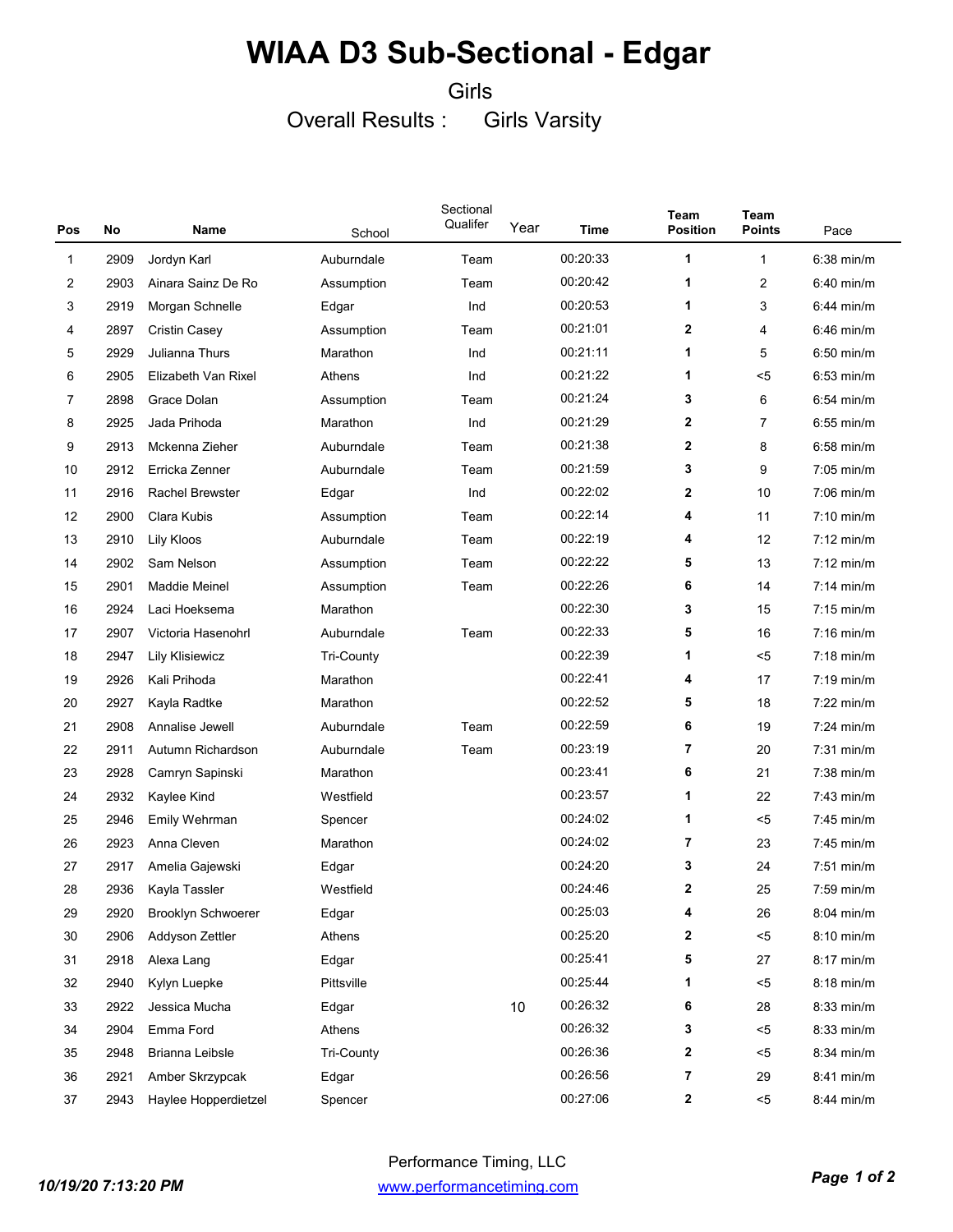# WIAA D3 Sub-Sectional - Edgar

Girls

Overall Results : Girls Varsity

| Pos | No | Name | School | Sectional Qualifer | Year | Time | Team Position | Team Points | Pace |
|---|---|---|---|---|---|---|---|---|---|
| 1 | 2909 | Jordyn Karl | Auburndale | Team | | 00:20:33 | **1** | 1 | 6:38 min/m |
| 2 | 2903 | Ainara Sainz De Ro | Assumption | Team | | 00:20:42 | **1** | 2 | 6:40 min/m |
| 3 | 2919 | Morgan Schnelle | Edgar | Ind | | 00:20:53 | **1** | 3 | 6:44 min/m |
| 4 | 2897 | Cristin Casey | Assumption | Team | | 00:21:01 | **2** | 4 | 6:46 min/m |
| 5 | 2929 | Julianna Thurs | Marathon | Ind | | 00:21:11 | **1** | 5 | 6:50 min/m |
| 6 | 2905 | Elizabeth Van Rixel | Athens | Ind | | 00:21:22 | **1** | <5 | 6:53 min/m |
| 7 | 2898 | Grace Dolan | Assumption | Team | | 00:21:24 | **3** | 6 | 6:54 min/m |
| 8 | 2925 | Jada Prihoda | Marathon | Ind | | 00:21:29 | **2** | 7 | 6:55 min/m |
| 9 | 2913 | Mckenna Zieher | Auburndale | Team | | 00:21:38 | **2** | 8 | 6:58 min/m |
| 10 | 2912 | Erricka Zenner | Auburndale | Team | | 00:21:59 | **3** | 9 | 7:05 min/m |
| 11 | 2916 | Rachel Brewster | Edgar | Ind | | 00:22:02 | **2** | 10 | 7:06 min/m |
| 12 | 2900 | Clara Kubis | Assumption | Team | | 00:22:14 | **4** | 11 | 7:10 min/m |
| 13 | 2910 | Lily Kloos | Auburndale | Team | | 00:22:19 | **4** | 12 | 7:12 min/m |
| 14 | 2902 | Sam Nelson | Assumption | Team | | 00:22:22 | **5** | 13 | 7:12 min/m |
| 15 | 2901 | Maddie Meinel | Assumption | Team | | 00:22:26 | **6** | 14 | 7:14 min/m |
| 16 | 2924 | Laci Hoeksema | Marathon | | | 00:22:30 | **3** | 15 | 7:15 min/m |
| 17 | 2907 | Victoria Hasenohrl | Auburndale | Team | | 00:22:33 | **5** | 16 | 7:16 min/m |
| 18 | 2947 | Lily Klisiewicz | Tri-County | | | 00:22:39 | **1** | <5 | 7:18 min/m |
| 19 | 2926 | Kali Prihoda | Marathon | | | 00:22:41 | **4** | 17 | 7:19 min/m |
| 20 | 2927 | Kayla Radtke | Marathon | | | 00:22:52 | **5** | 18 | 7:22 min/m |
| 21 | 2908 | Annalise Jewell | Auburndale | Team | | 00:22:59 | **6** | 19 | 7:24 min/m |
| 22 | 2911 | Autumn Richardson | Auburndale | Team | | 00:23:19 | **7** | 20 | 7:31 min/m |
| 23 | 2928 | Camryn Sapinski | Marathon | | | 00:23:41 | **6** | 21 | 7:38 min/m |
| 24 | 2932 | Kaylee Kind | Westfield | | | 00:23:57 | **1** | 22 | 7:43 min/m |
| 25 | 2946 | Emily Wehrman | Spencer | | | 00:24:02 | **1** | <5 | 7:45 min/m |
| 26 | 2923 | Anna Cleven | Marathon | | | 00:24:02 | **7** | 23 | 7:45 min/m |
| 27 | 2917 | Amelia Gajewski | Edgar | | | 00:24:20 | **3** | 24 | 7:51 min/m |
| 28 | 2936 | Kayla Tassler | Westfield | | | 00:24:46 | **2** | 25 | 7:59 min/m |
| 29 | 2920 | Brooklyn Schwoerer | Edgar | | | 00:25:03 | **4** | 26 | 8:04 min/m |
| 30 | 2906 | Addyson Zettler | Athens | | | 00:25:20 | **2** | <5 | 8:10 min/m |
| 31 | 2918 | Alexa Lang | Edgar | | | 00:25:41 | **5** | 27 | 8:17 min/m |
| 32 | 2940 | Kylyn Luepke | Pittsville | | | 00:25:44 | **1** | <5 | 8:18 min/m |
| 33 | 2922 | Jessica Mucha | Edgar | | 10 | 00:26:32 | **6** | 28 | 8:33 min/m |
| 34 | 2904 | Emma Ford | Athens | | | 00:26:32 | **3** | <5 | 8:33 min/m |
| 35 | 2948 | Brianna Leibsle | Tri-County | | | 00:26:36 | **2** | <5 | 8:34 min/m |
| 36 | 2921 | Amber Skrzypcak | Edgar | | | 00:26:56 | **7** | 29 | 8:41 min/m |
| 37 | 2943 | Haylee Hopperdietzel | Spencer | | | 00:27:06 | **2** | <5 | 8:44 min/m |

*10/19/20 7:13:20 PM*

Performance Timing, LLC

www.performancetiming.com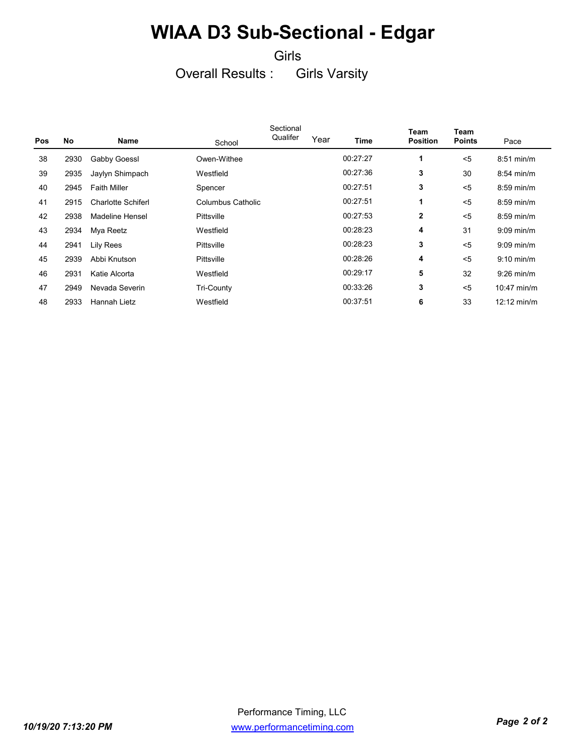# WIAA D3 Sub-Sectional - Edgar

Girls

Overall Results : Girls Varsity

| Pos | No | Name | School | Sectional Qualifer | Year | Time | Team Position | Team Points | Pace |
|---|---|---|---|---|---|---|---|---|---|
| 38 | 2930 | Gabby Goessl | Owen-Withee | | | 00:27:27 | **1** | <5 | 8:51 min/m |
| 39 | 2935 | Jaylyn Shimpach | Westfield | | | 00:27:36 | **3** | 30 | 8:54 min/m |
| 40 | 2945 | Faith Miller | Spencer | | | 00:27:51 | **3** | <5 | 8:59 min/m |
| 41 | 2915 | Charlotte Schiferl | Columbus Catholic | | | 00:27:51 | **1** | <5 | 8:59 min/m |
| 42 | 2938 | Madeline Hensel | Pittsville | | | 00:27:53 | **2** | <5 | 8:59 min/m |
| 43 | 2934 | Mya Reetz | Westfield | | | 00:28:23 | **4** | 31 | 9:09 min/m |
| 44 | 2941 | Lily Rees | Pittsville | | | 00:28:23 | **3** | <5 | 9:09 min/m |
| 45 | 2939 | Abbi Knutson | Pittsville | | | 00:28:26 | **4** | <5 | 9:10 min/m |
| 46 | 2931 | Katie Alcorta | Westfield | | | 00:29:17 | **5** | 32 | 9:26 min/m |
| 47 | 2949 | Nevada Severin | Tri-County | | | 00:33:26 | **3** | <5 | 10:47 min/m |
| 48 | 2933 | Hannah Lietz | Westfield | | | 00:37:51 | **6** | 33 | 12:12 min/m |

*10/19/20 7:13:20 PM*

Performance Timing, LLC

www.performancetiming.com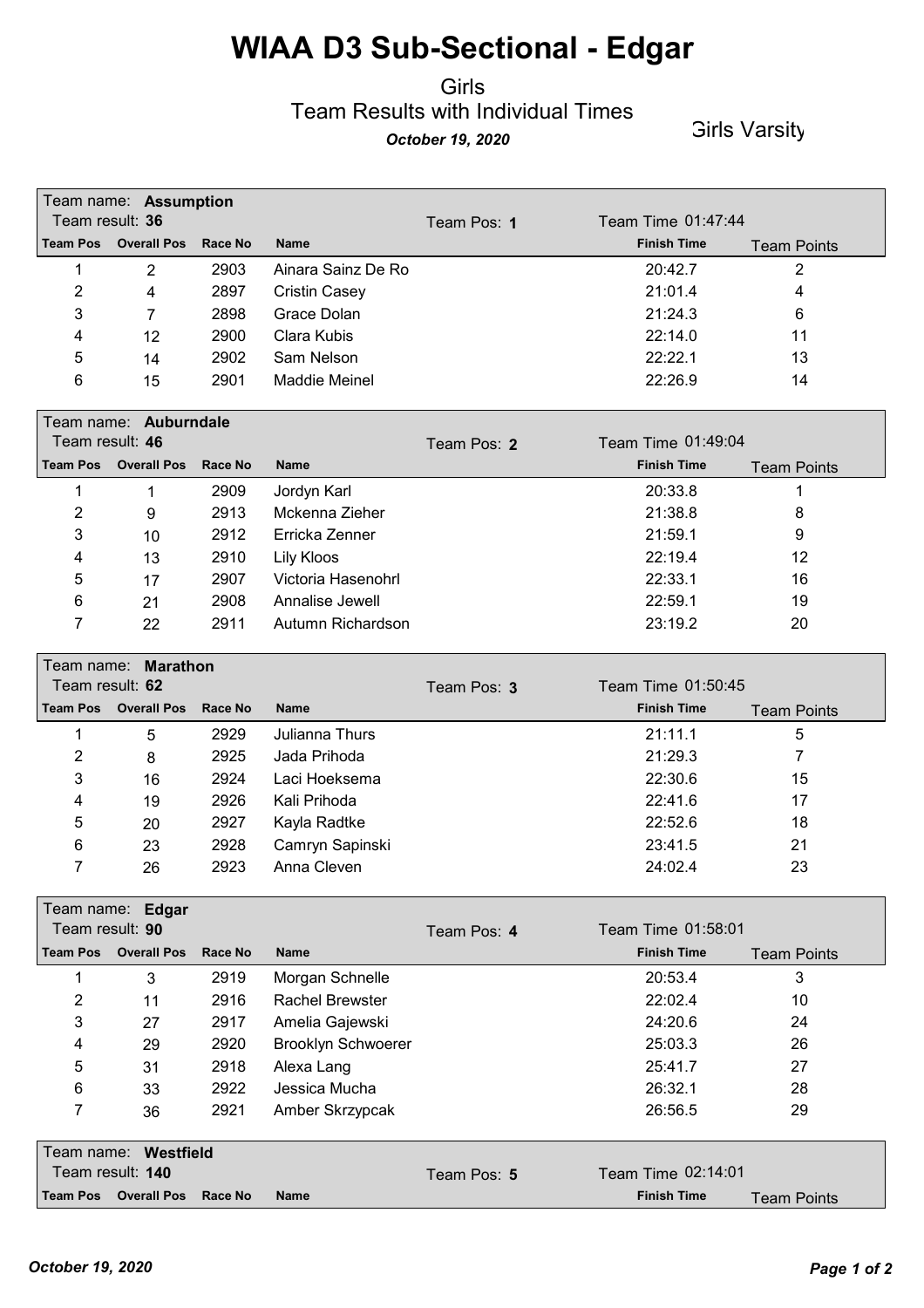# WIAA D3 Sub-Sectional - Edgar

Girls

Team Results with Individual Times

*October 19, 2020*

Girls Varsity

**Team name: Assumption**
Team result: **36** | Team Pos: **1** | Team Time 01:47:44

| Team Pos | Overall Pos | Race No | Name | Finish Time | Team Points |
|---|---|---|---|---|---|
| 1 | 2 | 2903 | Ainara Sainz De Ro | 20:42.7 | 2 |
| 2 | 4 | 2897 | Cristin Casey | 21:01.4 | 4 |
| 3 | 7 | 2898 | Grace Dolan | 21:24.3 | 6 |
| 4 | 12 | 2900 | Clara Kubis | 22:14.0 | 11 |
| 5 | 14 | 2902 | Sam Nelson | 22:22.1 | 13 |
| 6 | 15 | 2901 | Maddie Meinel | 22:26.9 | 14 |

**Team name: Auburndale**
Team result: **46** | Team Pos: **2** | Team Time 01:49:04

| Team Pos | Overall Pos | Race No | Name | Finish Time | Team Points |
|---|---|---|---|---|---|
| 1 | 1 | 2909 | Jordyn Karl | 20:33.8 | 1 |
| 2 | 9 | 2913 | Mckenna Zieher | 21:38.8 | 8 |
| 3 | 10 | 2912 | Erricka Zenner | 21:59.1 | 9 |
| 4 | 13 | 2910 | Lily Kloos | 22:19.4 | 12 |
| 5 | 17 | 2907 | Victoria Hasenohrl | 22:33.1 | 16 |
| 6 | 21 | 2908 | Annalise Jewell | 22:59.1 | 19 |
| 7 | 22 | 2911 | Autumn Richardson | 23:19.2 | 20 |

**Team name: Marathon**
Team result: **62** | Team Pos: **3** | Team Time 01:50:45

| Team Pos | Overall Pos | Race No | Name | Finish Time | Team Points |
|---|---|---|---|---|---|
| 1 | 5 | 2929 | Julianna Thurs | 21:11.1 | 5 |
| 2 | 8 | 2925 | Jada Prihoda | 21:29.3 | 7 |
| 3 | 16 | 2924 | Laci Hoeksema | 22:30.6 | 15 |
| 4 | 19 | 2926 | Kali Prihoda | 22:41.6 | 17 |
| 5 | 20 | 2927 | Kayla Radtke | 22:52.6 | 18 |
| 6 | 23 | 2928 | Camryn Sapinski | 23:41.5 | 21 |
| 7 | 26 | 2923 | Anna Cleven | 24:02.4 | 23 |

**Team name: Edgar**
Team result: **90** | Team Pos: **4** | Team Time 01:58:01

| Team Pos | Overall Pos | Race No | Name | Finish Time | Team Points |
|---|---|---|---|---|---|
| 1 | 3 | 2919 | Morgan Schnelle | 20:53.4 | 3 |
| 2 | 11 | 2916 | Rachel Brewster | 22:02.4 | 10 |
| 3 | 27 | 2917 | Amelia Gajewski | 24:20.6 | 24 |
| 4 | 29 | 2920 | Brooklyn Schwoerer | 25:03.3 | 26 |
| 5 | 31 | 2918 | Alexa Lang | 25:41.7 | 27 |
| 6 | 33 | 2922 | Jessica Mucha | 26:32.1 | 28 |
| 7 | 36 | 2921 | Amber Skrzypcak | 26:56.5 | 29 |

**Team name: Westfield**
Team result: **140** | Team Pos: **5** | Team Time 02:14:01

| Team Pos | Overall Pos | Race No | Name | Finish Time | Team Points |
|---|---|---|---|---|---|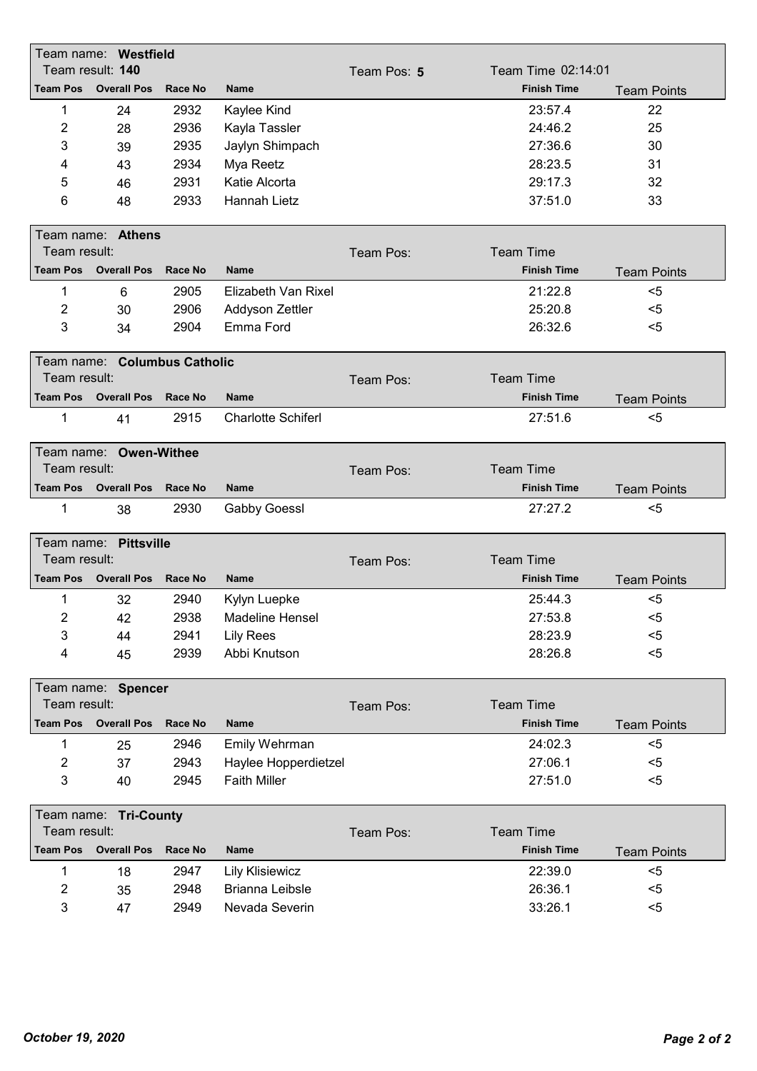Team name: **Westfield**
Team result: **140** Team Pos: **5** Team Time 02:14:01

| Team Pos | Overall Pos | Race No | Name | Finish Time | Team Points |
|---|---|---|---|---|---|
| 1 | 24 | 2932 | Kaylee Kind | 23:57.4 | 22 |
| 2 | 28 | 2936 | Kayla Tassler | 24:46.2 | 25 |
| 3 | 39 | 2935 | Jaylyn Shimpach | 27:36.6 | 30 |
| 4 | 43 | 2934 | Mya Reetz | 28:23.5 | 31 |
| 5 | 46 | 2931 | Katie Alcorta | 29:17.3 | 32 |
| 6 | 48 | 2933 | Hannah Lietz | 37:51.0 | 33 |

Team name: **Athens**
Team result: Team Pos: Team Time

| Team Pos | Overall Pos | Race No | Name | Finish Time | Team Points |
|---|---|---|---|---|---|
| 1 | 6 | 2905 | Elizabeth Van Rixel | 21:22.8 | <5 |
| 2 | 30 | 2906 | Addyson Zettler | 25:20.8 | <5 |
| 3 | 34 | 2904 | Emma Ford | 26:32.6 | <5 |

Team name: **Columbus Catholic**
Team result: Team Pos: Team Time

| Team Pos | Overall Pos | Race No | Name | Finish Time | Team Points |
|---|---|---|---|---|---|
| 1 | 41 | 2915 | Charlotte Schiferl | 27:51.6 | <5 |

Team name: **Owen-Withee**
Team result: Team Pos: Team Time

| Team Pos | Overall Pos | Race No | Name | Finish Time | Team Points |
|---|---|---|---|---|---|
| 1 | 38 | 2930 | Gabby Goessl | 27:27.2 | <5 |

Team name: **Pittsville**
Team result: Team Pos: Team Time

| Team Pos | Overall Pos | Race No | Name | Finish Time | Team Points |
|---|---|---|---|---|---|
| 1 | 32 | 2940 | Kylyn Luepke | 25:44.3 | <5 |
| 2 | 42 | 2938 | Madeline Hensel | 27:53.8 | <5 |
| 3 | 44 | 2941 | Lily Rees | 28:23.9 | <5 |
| 4 | 45 | 2939 | Abbi Knutson | 28:26.8 | <5 |

Team name: **Spencer**
Team result: Team Pos: Team Time

| Team Pos | Overall Pos | Race No | Name | Finish Time | Team Points |
|---|---|---|---|---|---|
| 1 | 25 | 2946 | Emily Wehrman | 24:02.3 | <5 |
| 2 | 37 | 2943 | Haylee Hopperdietzel | 27:06.1 | <5 |
| 3 | 40 | 2945 | Faith Miller | 27:51.0 | <5 |

Team name: **Tri-County**
Team result: Team Pos: Team Time

| Team Pos | Overall Pos | Race No | Name | Finish Time | Team Points |
|---|---|---|---|---|---|
| 1 | 18 | 2947 | Lily Klisiewicz | 22:39.0 | <5 |
| 2 | 35 | 2948 | Brianna Leibsle | 26:36.1 | <5 |
| 3 | 47 | 2949 | Nevada Severin | 33:26.1 | <5 |